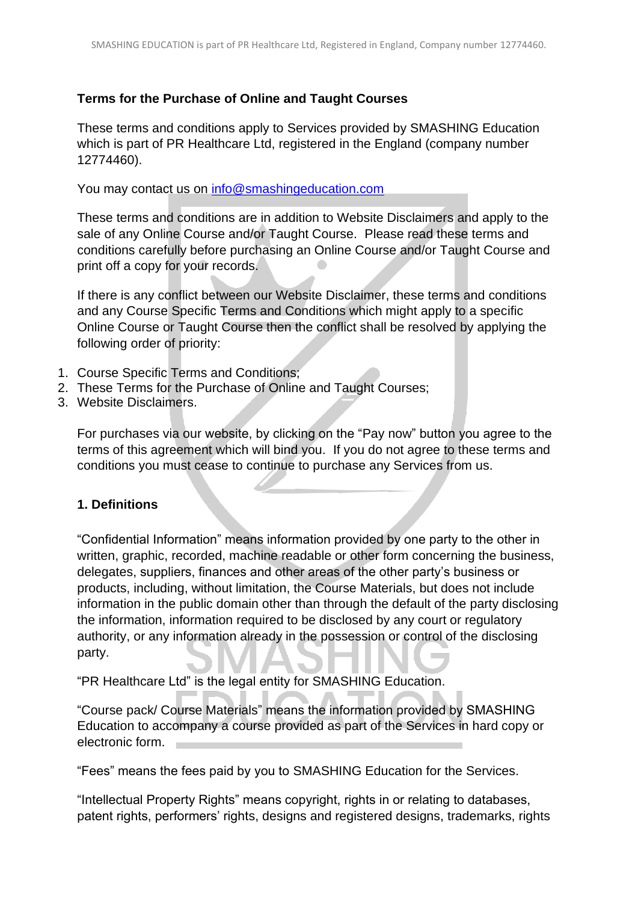## Terms for the Purchase of Online and Taught Courses

These terms and conditions apply to Services provided by SMASHING Education which is part of PR Healthcare Ltd, registered in the England (company number 12774460).

You may contact us on [info@smashingeducation.com](mailto:info@smashingeducation.com)

These terms and conditions are in addition to Website Disclaimers and apply to the sale of any Online Course and/or Taught Course. Please read these terms and conditions carefully before purchasing an Online Course and/or Taught Course and print off a copy for your records.

If there is any conflict between our Website Disclaimer, these terms and conditions and any Course Specific Terms and Conditions which might apply to a specific Online Course or Taught Course then the conflict shall be resolved by applying the following order of priority:

1. Course Specific Terms and Conditions;
2. These Terms for the Purchase of Online and Taught Courses;
3. Website Disclaimers.

For purchases via our website, by clicking on the "Pay now" button you agree to the terms of this agreement which will bind you. If you do not agree to these terms and conditions you must cease to continue to purchase any Services from us.

### 1. Definitions

"Confidential Information" means information provided by one party to the other in written, graphic, recorded, machine readable or other form concerning the business, delegates, suppliers, finances and other areas of the other party's business or products, including, without limitation, the Course Materials, but does not include information in the public domain other than through the default of the party disclosing the information, information required to be disclosed by any court or regulatory authority, or any information already in the possession or control of the disclosing party.

"PR Healthcare Ltd" is the legal entity for SMASHING Education.

"Course pack/ Course Materials" means the information provided by SMASHING Education to accompany a course provided as part of the Services in hard copy or electronic form.

"Fees" means the fees paid by you to SMASHING Education for the Services.

"Intellectual Property Rights" means copyright, rights in or relating to databases, patent rights, performers' rights, designs and registered designs, trademarks, rights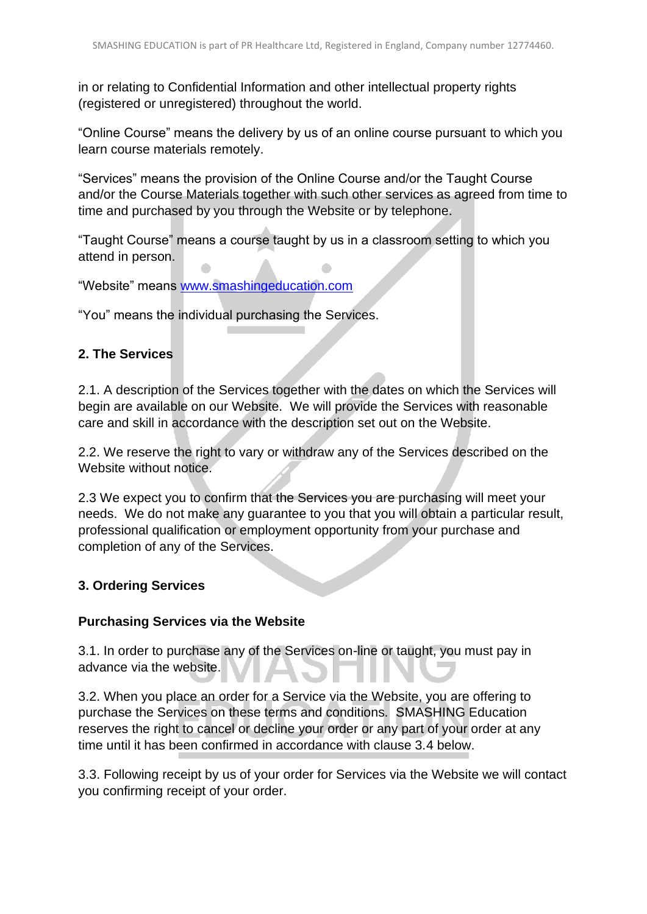in or relating to Confidential Information and other intellectual property rights (registered or unregistered) throughout the world.

"Online Course" means the delivery by us of an online course pursuant to which you learn course materials remotely.

"Services" means the provision of the Online Course and/or the Taught Course and/or the Course Materials together with such other services as agreed from time to time and purchased by you through the Website or by telephone.

"Taught Course" means a course taught by us in a classroom setting to which you attend in person.

"Website" means www.smashingeducation.com

"You" means the individual purchasing the Services.

## 2. The Services

2.1. A description of the Services together with the dates on which the Services will begin are available on our Website. We will provide the Services with reasonable care and skill in accordance with the description set out on the Website.

2.2. We reserve the right to vary or withdraw any of the Services described on the Website without notice.

2.3 We expect you to confirm that the Services you are purchasing will meet your needs. We do not make any guarantee to you that you will obtain a particular result, professional qualification or employment opportunity from your purchase and completion of any of the Services.

## 3. Ordering Services

### Purchasing Services via the Website

3.1. In order to purchase any of the Services on-line or taught, you must pay in advance via the website.

3.2. When you place an order for a Service via the Website, you are offering to purchase the Services on these terms and conditions. SMASHING Education reserves the right to cancel or decline your order or any part of your order at any time until it has been confirmed in accordance with clause 3.4 below.

3.3. Following receipt by us of your order for Services via the Website we will contact you confirming receipt of your order.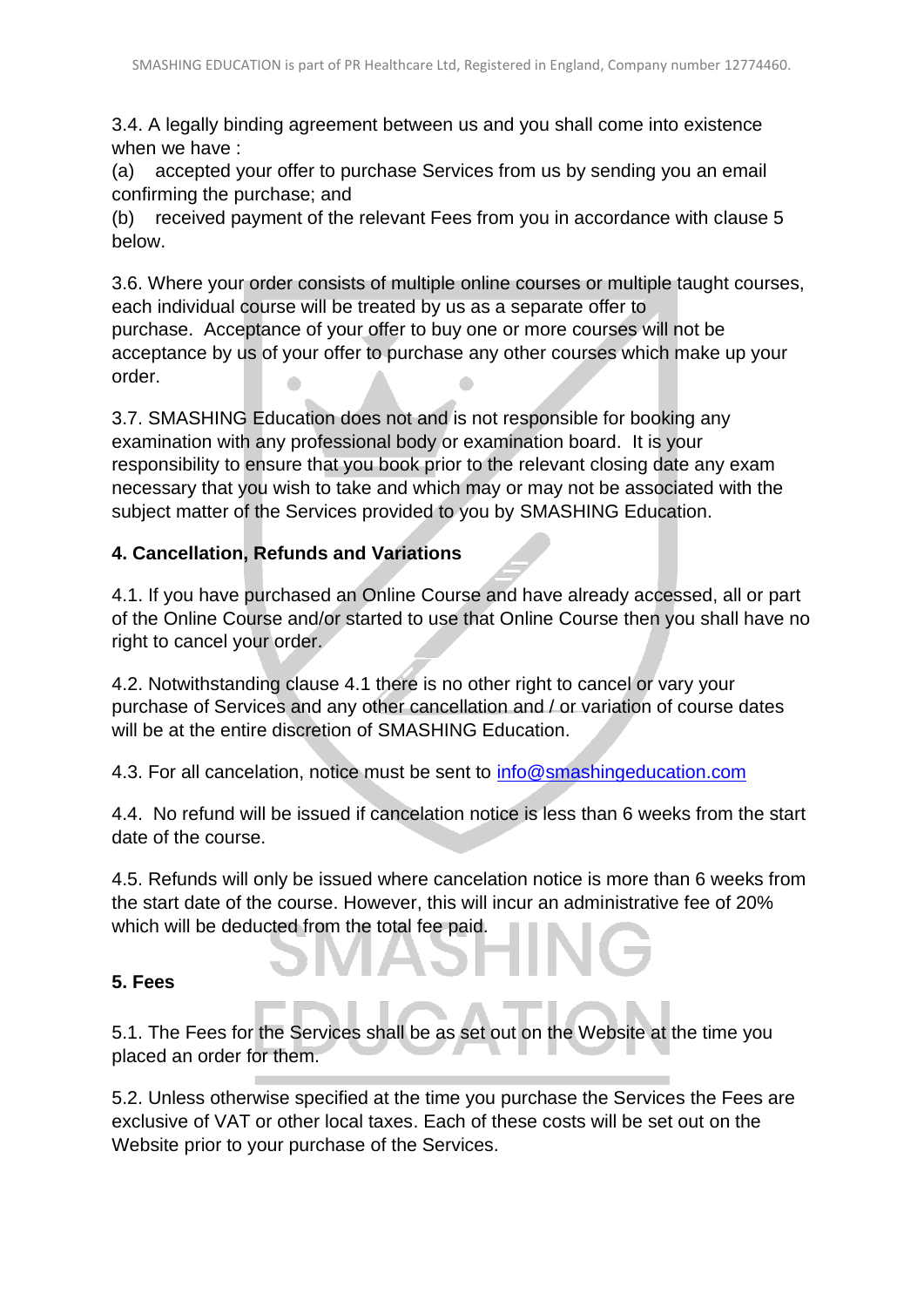3.4. A legally binding agreement between us and you shall come into existence when we have :

(a) accepted your offer to purchase Services from us by sending you an email confirming the purchase; and

(b) received payment of the relevant Fees from you in accordance with clause 5 below.

3.6. Where your order consists of multiple online courses or multiple taught courses, each individual course will be treated by us as a separate offer to purchase. Acceptance of your offer to buy one or more courses will not be acceptance by us of your offer to purchase any other courses which make up your order.

3.7. SMASHING Education does not and is not responsible for booking any examination with any professional body or examination board. It is your responsibility to ensure that you book prior to the relevant closing date any exam necessary that you wish to take and which may or may not be associated with the subject matter of the Services provided to you by SMASHING Education.

**4. Cancellation, Refunds and Variations**

4.1. If you have purchased an Online Course and have already accessed, all or part of the Online Course and/or started to use that Online Course then you shall have no right to cancel your order.

4.2. Notwithstanding clause 4.1 there is no other right to cancel or vary your purchase of Services and any other cancellation and / or variation of course dates will be at the entire discretion of SMASHING Education.

4.3. For all cancelation, notice must be sent to info@smashingeducation.com

4.4. No refund will be issued if cancelation notice is less than 6 weeks from the start date of the course.

4.5. Refunds will only be issued where cancelation notice is more than 6 weeks from the start date of the course. However, this will incur an administrative fee of 20% which will be deducted from the total fee paid.

**5. Fees**

5.1. The Fees for the Services shall be as set out on the Website at the time you placed an order for them.

5.2. Unless otherwise specified at the time you purchase the Services the Fees are exclusive of VAT or other local taxes. Each of these costs will be set out on the Website prior to your purchase of the Services.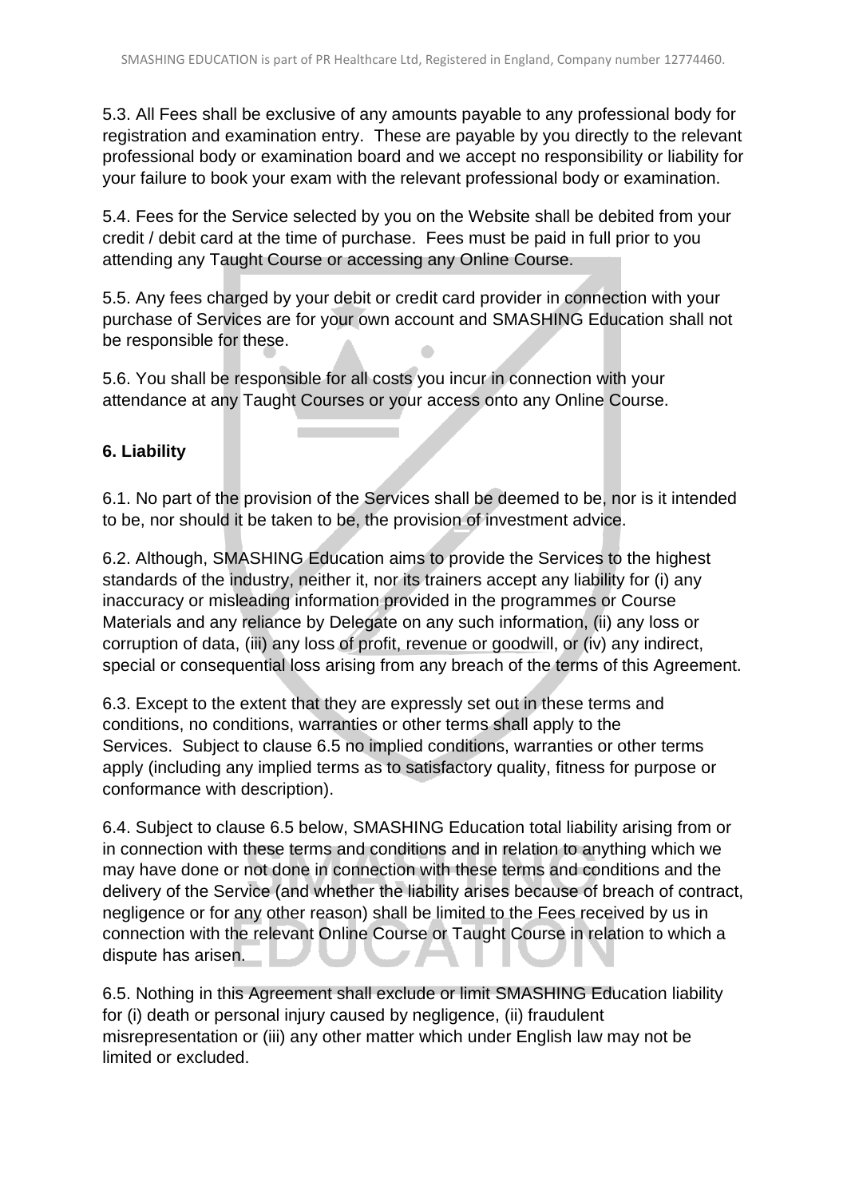5.3. All Fees shall be exclusive of any amounts payable to any professional body for registration and examination entry. These are payable by you directly to the relevant professional body or examination board and we accept no responsibility or liability for your failure to book your exam with the relevant professional body or examination.

5.4. Fees for the Service selected by you on the Website shall be debited from your credit / debit card at the time of purchase. Fees must be paid in full prior to you attending any Taught Course or accessing any Online Course.

5.5. Any fees charged by your debit or credit card provider in connection with your purchase of Services are for your own account and SMASHING Education shall not be responsible for these.

5.6. You shall be responsible for all costs you incur in connection with your attendance at any Taught Courses or your access onto any Online Course.

### 6. Liability

6.1. No part of the provision of the Services shall be deemed to be, nor is it intended to be, nor should it be taken to be, the provision of investment advice.

6.2. Although, SMASHING Education aims to provide the Services to the highest standards of the industry, neither it, nor its trainers accept any liability for (i) any inaccuracy or misleading information provided in the programmes or Course Materials and any reliance by Delegate on any such information, (ii) any loss or corruption of data, (iii) any loss of profit, revenue or goodwill, or (iv) any indirect, special or consequential loss arising from any breach of the terms of this Agreement.

6.3. Except to the extent that they are expressly set out in these terms and conditions, no conditions, warranties or other terms shall apply to the Services. Subject to clause 6.5 no implied conditions, warranties or other terms apply (including any implied terms as to satisfactory quality, fitness for purpose or conformance with description).

6.4. Subject to clause 6.5 below, SMASHING Education total liability arising from or in connection with these terms and conditions and in relation to anything which we may have done or not done in connection with these terms and conditions and the delivery of the Service (and whether the liability arises because of breach of contract, negligence or for any other reason) shall be limited to the Fees received by us in connection with the relevant Online Course or Taught Course in relation to which a dispute has arisen.

6.5. Nothing in this Agreement shall exclude or limit SMASHING Education liability for (i) death or personal injury caused by negligence, (ii) fraudulent misrepresentation or (iii) any other matter which under English law may not be limited or excluded.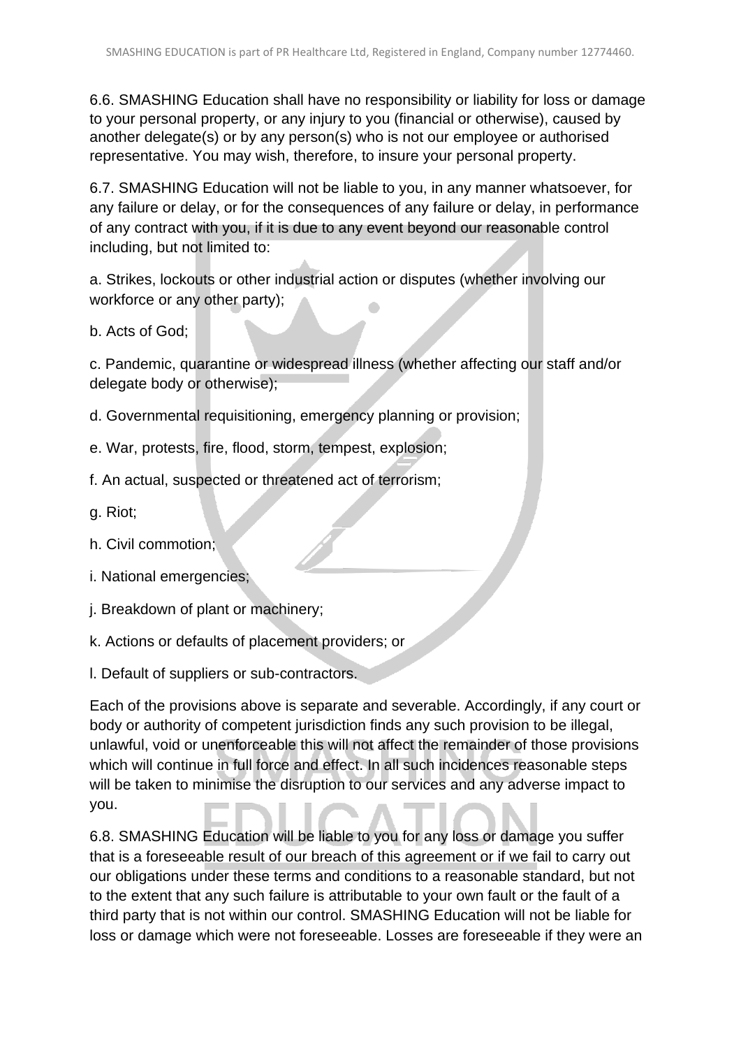6.6. SMASHING Education shall have no responsibility or liability for loss or damage to your personal property, or any injury to you (financial or otherwise), caused by another delegate(s) or by any person(s) who is not our employee or authorised representative. You may wish, therefore, to insure your personal property.

6.7. SMASHING Education will not be liable to you, in any manner whatsoever, for any failure or delay, or for the consequences of any failure or delay, in performance of any contract with you, if it is due to any event beyond our reasonable control including, but not limited to:

a. Strikes, lockouts or other industrial action or disputes (whether involving our workforce or any other party);

b. Acts of God;

c. Pandemic, quarantine or widespread illness (whether affecting our staff and/or delegate body or otherwise);

d. Governmental requisitioning, emergency planning or provision;

e. War, protests, fire, flood, storm, tempest, explosion;

f. An actual, suspected or threatened act of terrorism;

g. Riot;

h. Civil commotion;

i. National emergencies;

j. Breakdown of plant or machinery;

k. Actions or defaults of placement providers; or

l. Default of suppliers or sub-contractors.

Each of the provisions above is separate and severable. Accordingly, if any court or body or authority of competent jurisdiction finds any such provision to be illegal, unlawful, void or unenforceable this will not affect the remainder of those provisions which will continue in full force and effect. In all such incidences reasonable steps will be taken to minimise the disruption to our services and any adverse impact to you.

6.8. SMASHING Education will be liable to you for any loss or damage you suffer that is a foreseeable result of our breach of this agreement or if we fail to carry out our obligations under these terms and conditions to a reasonable standard, but not to the extent that any such failure is attributable to your own fault or the fault of a third party that is not within our control. SMASHING Education will not be liable for loss or damage which were not foreseeable. Losses are foreseeable if they were an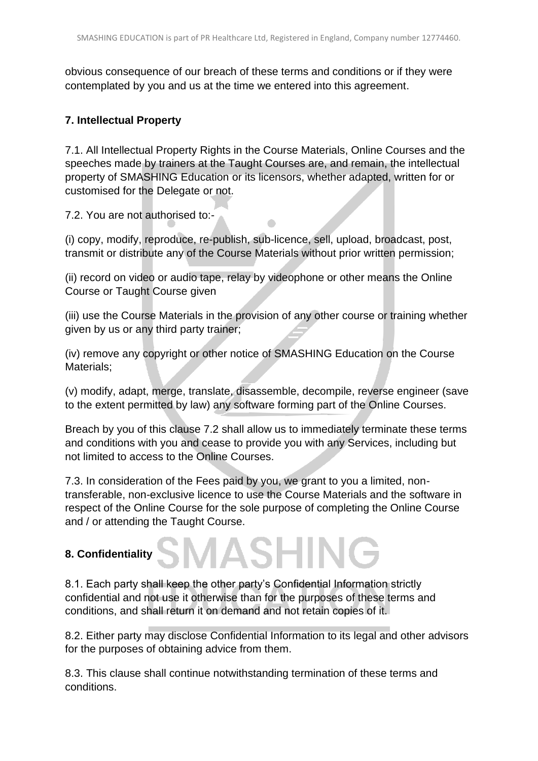obvious consequence of our breach of these terms and conditions or if they were contemplated by you and us at the time we entered into this agreement.

**7. Intellectual Property**

7.1. All Intellectual Property Rights in the Course Materials, Online Courses and the speeches made by trainers at the Taught Courses are, and remain, the intellectual property of SMASHING Education or its licensors, whether adapted, written for or customised for the Delegate or not.

7.2. You are not authorised to:-

(i) copy, modify, reproduce, re-publish, sub-licence, sell, upload, broadcast, post, transmit or distribute any of the Course Materials without prior written permission;

(ii) record on video or audio tape, relay by videophone or other means the Online Course or Taught Course given

(iii) use the Course Materials in the provision of any other course or training whether given by us or any third party trainer;

(iv) remove any copyright or other notice of SMASHING Education on the Course Materials;

(v) modify, adapt, merge, translate, disassemble, decompile, reverse engineer (save to the extent permitted by law) any software forming part of the Online Courses.

Breach by you of this clause 7.2 shall allow us to immediately terminate these terms and conditions with you and cease to provide you with any Services, including but not limited to access to the Online Courses.

7.3. In consideration of the Fees paid by you, we grant to you a limited, non-transferable, non-exclusive licence to use the Course Materials and the software in respect of the Online Course for the sole purpose of completing the Online Course and / or attending the Taught Course.

**8. Confidentiality**

8.1. Each party shall keep the other party's Confidential Information strictly confidential and not use it otherwise than for the purposes of these terms and conditions, and shall return it on demand and not retain copies of it.

8.2. Either party may disclose Confidential Information to its legal and other advisors for the purposes of obtaining advice from them.

8.3. This clause shall continue notwithstanding termination of these terms and conditions.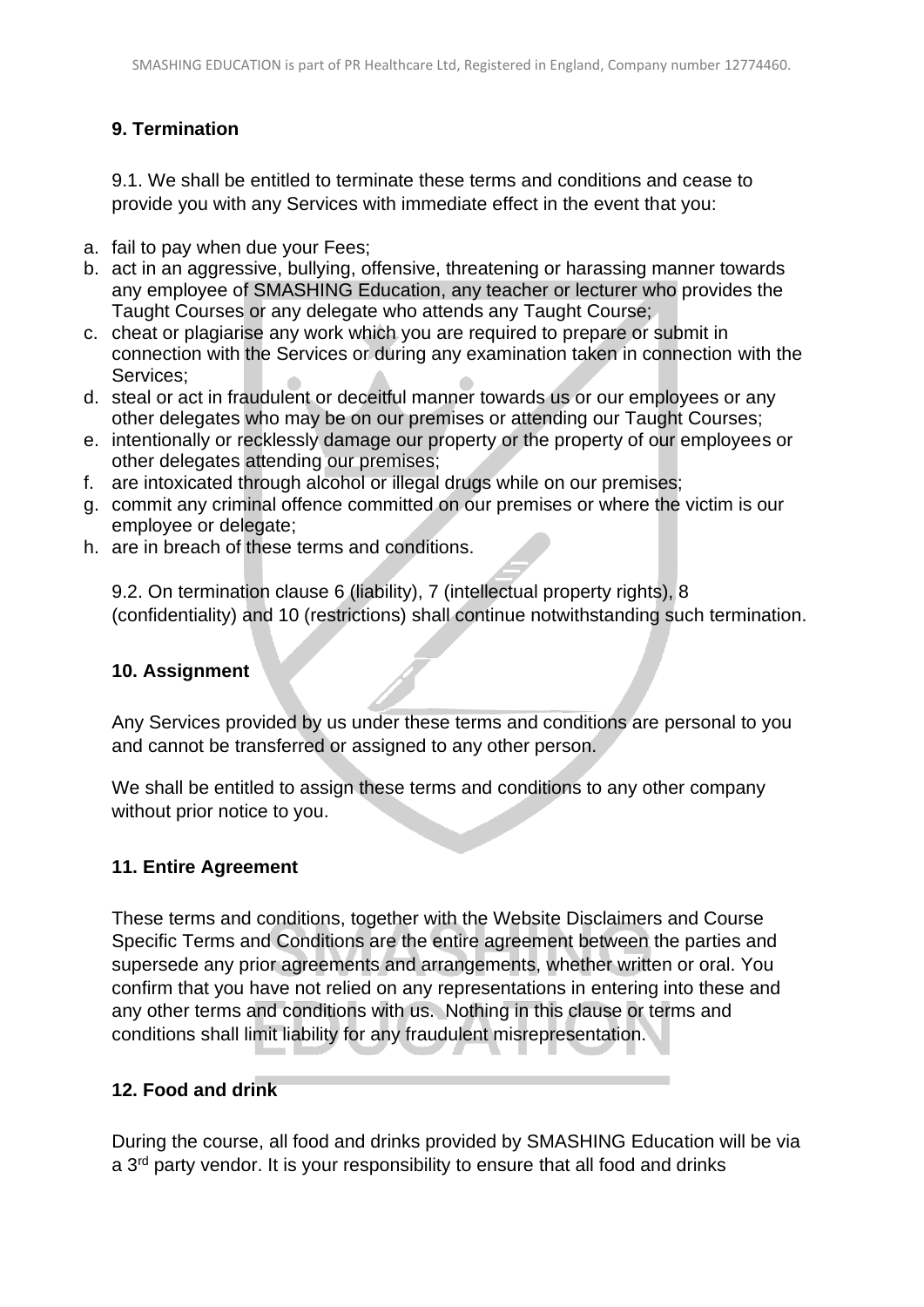## 9. Termination

9.1. We shall be entitled to terminate these terms and conditions and cease to provide you with any Services with immediate effect in the event that you:

a. fail to pay when due your Fees;
b. act in an aggressive, bullying, offensive, threatening or harassing manner towards any employee of SMASHING Education, any teacher or lecturer who provides the Taught Courses or any delegate who attends any Taught Course;
c. cheat or plagiarise any work which you are required to prepare or submit in connection with the Services or during any examination taken in connection with the Services;
d. steal or act in fraudulent or deceitful manner towards us or our employees or any other delegates who may be on our premises or attending our Taught Courses;
e. intentionally or recklessly damage our property or the property of our employees or other delegates attending our premises;
f. are intoxicated through alcohol or illegal drugs while on our premises;
g. commit any criminal offence committed on our premises or where the victim is our employee or delegate;
h. are in breach of these terms and conditions.

9.2. On termination clause 6 (liability), 7 (intellectual property rights), 8 (confidentiality) and 10 (restrictions) shall continue notwithstanding such termination.

## 10. Assignment

Any Services provided by us under these terms and conditions are personal to you and cannot be transferred or assigned to any other person.

We shall be entitled to assign these terms and conditions to any other company without prior notice to you.

## 11. Entire Agreement

These terms and conditions, together with the Website Disclaimers and Course Specific Terms and Conditions are the entire agreement between the parties and supersede any prior agreements and arrangements, whether written or oral. You confirm that you have not relied on any representations in entering into these and any other terms and conditions with us. Nothing in this clause or terms and conditions shall limit liability for any fraudulent misrepresentation.

## 12. Food and drink

During the course, all food and drinks provided by SMASHING Education will be via a 3rd party vendor. It is your responsibility to ensure that all food and drinks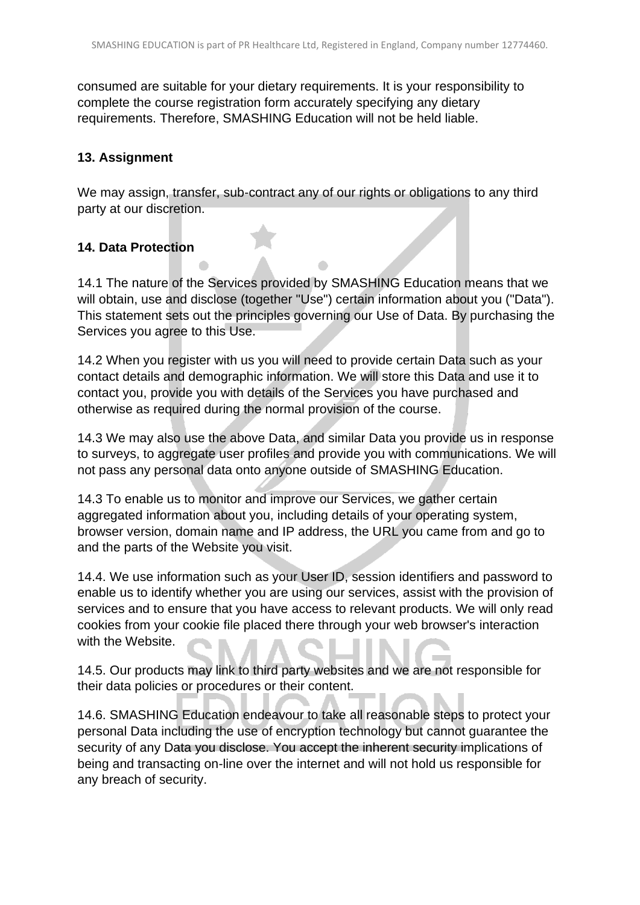consumed are suitable for your dietary requirements. It is your responsibility to complete the course registration form accurately specifying any dietary requirements. Therefore, SMASHING Education will not be held liable.

### 13. Assignment

We may assign, transfer, sub-contract any of our rights or obligations to any third party at our discretion.

### 14. Data Protection

14.1 The nature of the Services provided by SMASHING Education means that we will obtain, use and disclose (together "Use") certain information about you ("Data"). This statement sets out the principles governing our Use of Data. By purchasing the Services you agree to this Use.

14.2 When you register with us you will need to provide certain Data such as your contact details and demographic information. We will store this Data and use it to contact you, provide you with details of the Services you have purchased and otherwise as required during the normal provision of the course.

14.3 We may also use the above Data, and similar Data you provide us in response to surveys, to aggregate user profiles and provide you with communications. We will not pass any personal data onto anyone outside of SMASHING Education.

14.3 To enable us to monitor and improve our Services, we gather certain aggregated information about you, including details of your operating system, browser version, domain name and IP address, the URL you came from and go to and the parts of the Website you visit.

14.4. We use information such as your User ID, session identifiers and password to enable us to identify whether you are using our services, assist with the provision of services and to ensure that you have access to relevant products. We will only read cookies from your cookie file placed there through your web browser's interaction with the Website.

14.5. Our products may link to third party websites and we are not responsible for their data policies or procedures or their content.

14.6. SMASHING Education endeavour to take all reasonable steps to protect your personal Data including the use of encryption technology but cannot guarantee the security of any Data you disclose. You accept the inherent security implications of being and transacting on-line over the internet and will not hold us responsible for any breach of security.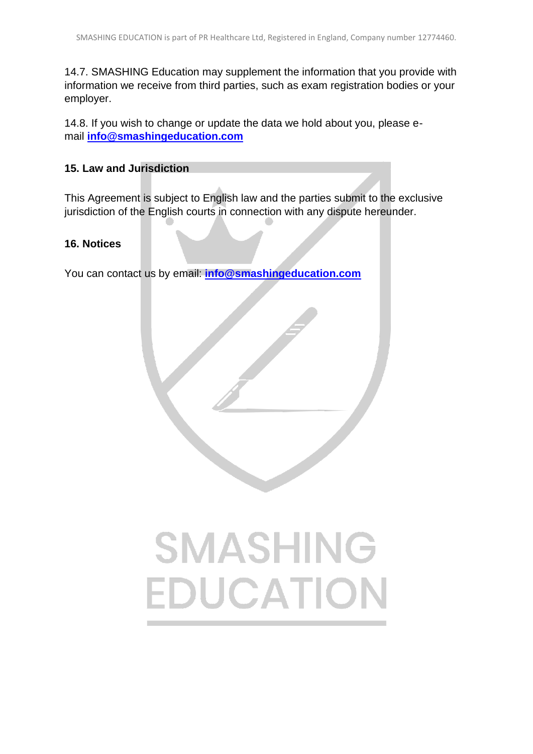14.7. SMASHING Education may supplement the information that you provide with information we receive from third parties, such as exam registration bodies or your employer.

14.8. If you wish to change or update the data we hold about you, please e-mail **info@smashingeducation.com**

**15. Law and Jurisdiction**

This Agreement is subject to English law and the parties submit to the exclusive jurisdiction of the English courts in connection with any dispute hereunder.

**16. Notices**

You can contact us by email: **info@smashingeducation.com**